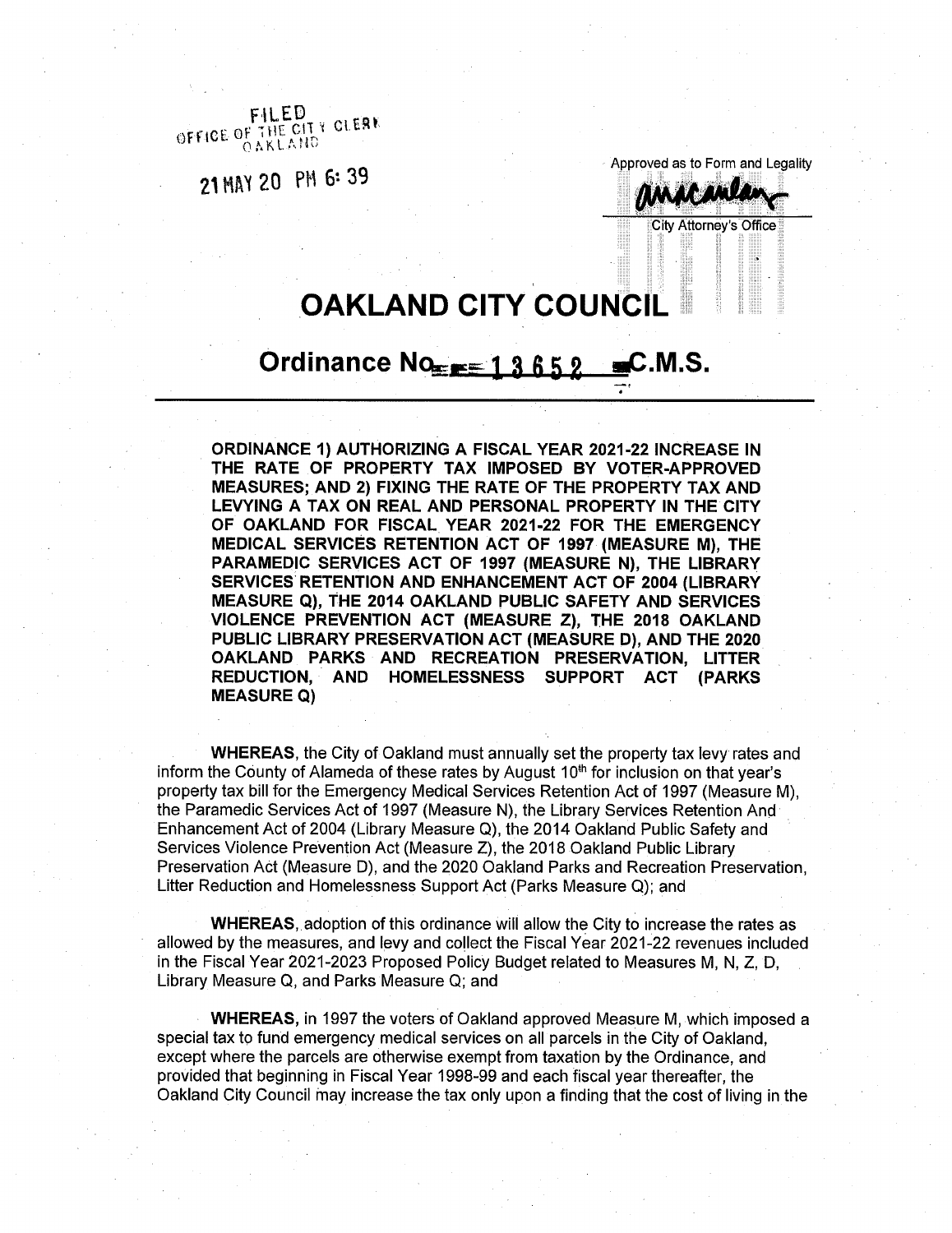FILED
OFFICE OF THE CITY CLERK
OAKLAND

21 MAY 20 PM 6:39

Approved as to Form and Legality

City Attorney's Office

# OAKLAND CITY COUNCIL

## Ordinance No. 13652 C.M.S.

**ORDINANCE 1) AUTHORIZING A FISCAL YEAR 2021-22 INCREASE IN THE RATE OF PROPERTY TAX IMPOSED BY VOTER-APPROVED MEASURES; AND 2) FIXING THE RATE OF THE PROPERTY TAX AND LEVYING A TAX ON REAL AND PERSONAL PROPERTY IN THE CITY OF OAKLAND FOR FISCAL YEAR 2021-22 FOR THE EMERGENCY MEDICAL SERVICES RETENTION ACT OF 1997 (MEASURE M), THE PARAMEDIC SERVICES ACT OF 1997 (MEASURE N), THE LIBRARY SERVICES RETENTION AND ENHANCEMENT ACT OF 2004 (LIBRARY MEASURE Q), THE 2014 OAKLAND PUBLIC SAFETY AND SERVICES VIOLENCE PREVENTION ACT (MEASURE Z), THE 2018 OAKLAND PUBLIC LIBRARY PRESERVATION ACT (MEASURE D), AND THE 2020 OAKLAND PARKS AND RECREATION PRESERVATION, LITTER REDUCTION, AND HOMELESSNESS SUPPORT ACT (PARKS MEASURE Q)**

**WHEREAS,** the City of Oakland must annually set the property tax levy rates and inform the County of Alameda of these rates by August 10th for inclusion on that year's property tax bill for the Emergency Medical Services Retention Act of 1997 (Measure M), the Paramedic Services Act of 1997 (Measure N), the Library Services Retention And Enhancement Act of 2004 (Library Measure Q), the 2014 Oakland Public Safety and Services Violence Prevention Act (Measure Z), the 2018 Oakland Public Library Preservation Act (Measure D), and the 2020 Oakland Parks and Recreation Preservation, Litter Reduction and Homelessness Support Act (Parks Measure Q); and

**WHEREAS,** adoption of this ordinance will allow the City to increase the rates as allowed by the measures, and levy and collect the Fiscal Year 2021-22 revenues included in the Fiscal Year 2021-2023 Proposed Policy Budget related to Measures M, N, Z, D, Library Measure Q, and Parks Measure Q; and

**WHEREAS,** in 1997 the voters of Oakland approved Measure M, which imposed a special tax to fund emergency medical services on all parcels in the City of Oakland, except where the parcels are otherwise exempt from taxation by the Ordinance, and provided that beginning in Fiscal Year 1998-99 and each fiscal year thereafter, the Oakland City Council may increase the tax only upon a finding that the cost of living in the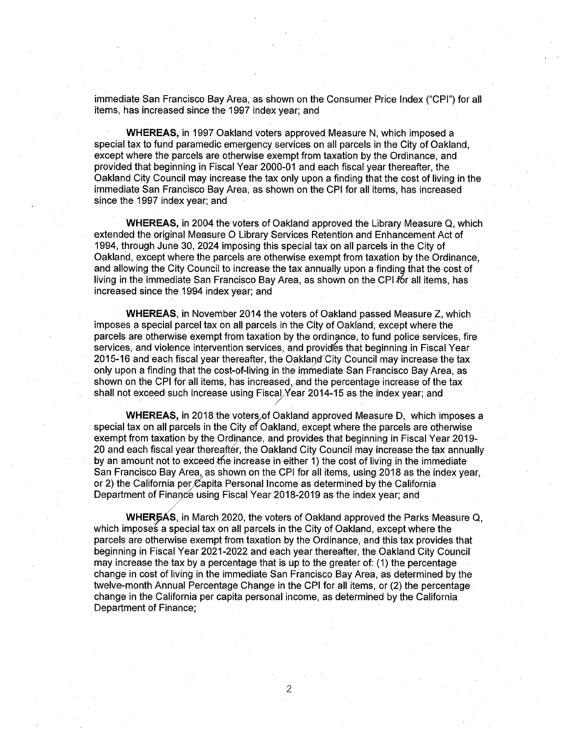immediate San Francisco Bay Area, as shown on the Consumer Price Index ("CPI") for all items, has increased since the 1997 index year; and

**WHEREAS,** in 1997 Oakland voters approved Measure N, which imposed a special tax to fund paramedic emergency services on all parcels in the City of Oakland, except where the parcels are otherwise exempt from taxation by the Ordinance, and provided that beginning in Fiscal Year 2000-01 and each fiscal year thereafter, the Oakland City Council may increase the tax only upon a finding that the cost of living in the immediate San Francisco Bay Area, as shown on the CPI for all items, has increased since the 1997 index year; and

**WHEREAS,** in 2004 the voters of Oakland approved the Library Measure Q, which extended the original Measure O Library Services Retention and Enhancement Act of 1994, through June 30, 2024 imposing this special tax on all parcels in the City of Oakland, except where the parcels are otherwise exempt from taxation by the Ordinance, and allowing the City Council to increase the tax annually upon a finding that the cost of living in the immediate San Francisco Bay Area, as shown on the CPI for all items, has increased since the 1994 index year; and

**WHEREAS,** in November 2014 the voters of Oakland passed Measure Z, which imposes a special parcel tax on all parcels in the City of Oakland, except where the parcels are otherwise exempt from taxation by the ordinance, to fund police services, fire services, and violence intervention services, and provides that beginning in Fiscal Year 2015-16 and each fiscal year thereafter, the Oakland City Council may increase the tax only upon a finding that the cost-of-living in the immediate San Francisco Bay Area, as shown on the CPI for all items, has increased, and the percentage increase of the tax shall not exceed such increase using Fiscal Year 2014-15 as the index year; and

**WHEREAS,** in 2018 the voters of Oakland approved Measure D, which imposes a special tax on all parcels in the City of Oakland, except where the parcels are otherwise exempt from taxation by the Ordinance, and provides that beginning in Fiscal Year 2019-20 and each fiscal year thereafter, the Oakland City Council may increase the tax annually by an amount not to exceed the increase in either 1) the cost of living in the immediate San Francisco Bay Area, as shown on the CPI for all items, using 2018 as the index year, or 2) the California per Capita Personal Income as determined by the California Department of Finance using Fiscal Year 2018-2019 as the index year; and

**WHEREAS,** in March 2020, the voters of Oakland approved the Parks Measure Q, which imposes a special tax on all parcels in the City of Oakland, except where the parcels are otherwise exempt from taxation by the Ordinance, and this tax provides that beginning in Fiscal Year 2021-2022 and each year thereafter, the Oakland City Council may increase the tax by a percentage that is up to the greater of: (1) the percentage change in cost of living in the immediate San Francisco Bay Area, as determined by the twelve-month Annual Percentage Change in the CPI for all items, or (2) the percentage change in the California per capita personal income, as determined by the California Department of Finance;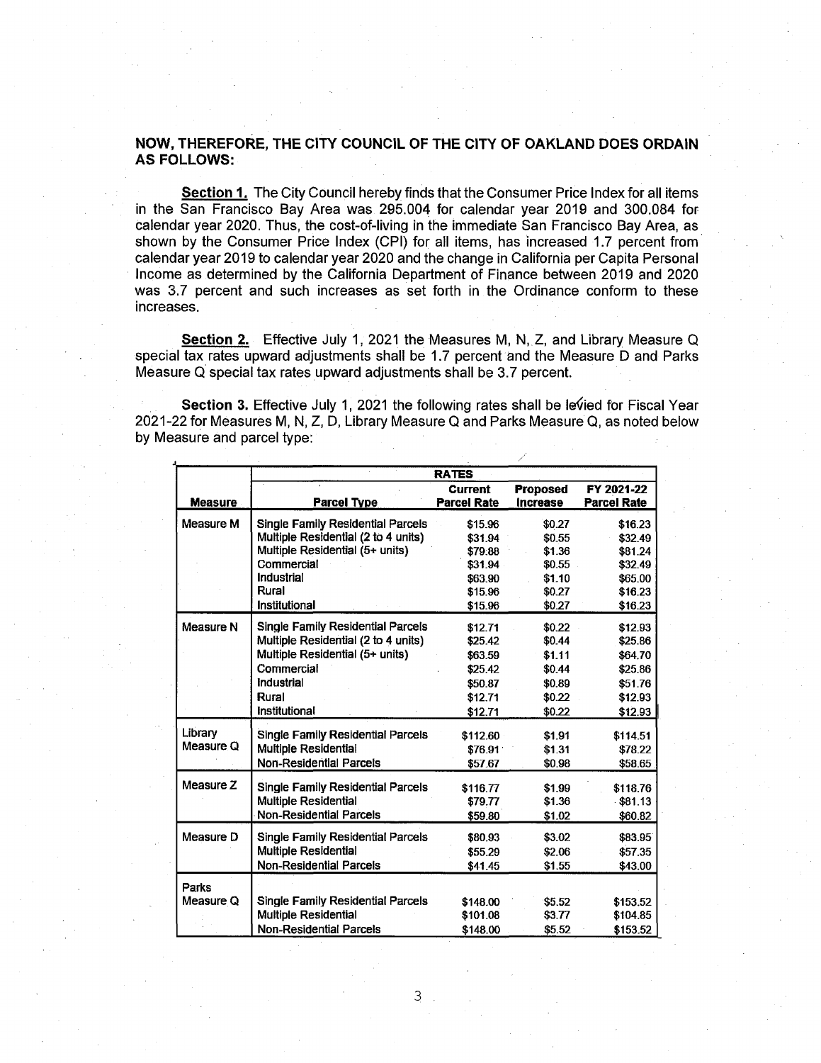**NOW, THEREFORE, THE CITY COUNCIL OF THE CITY OF OAKLAND DOES ORDAIN AS FOLLOWS:**

**Section 1.** The City Council hereby finds that the Consumer Price Index for all items in the San Francisco Bay Area was 295.004 for calendar year 2019 and 300.084 for calendar year 2020. Thus, the cost-of-living in the immediate San Francisco Bay Area, as shown by the Consumer Price Index (CPI) for all items, has increased 1.7 percent from calendar year 2019 to calendar year 2020 and the change in California per Capita Personal Income as determined by the California Department of Finance between 2019 and 2020 was 3.7 percent and such increases as set forth in the Ordinance conform to these increases.

**Section 2.** Effective July 1, 2021 the Measures M, N, Z, and Library Measure Q special tax rates upward adjustments shall be 1.7 percent and the Measure D and Parks Measure Q special tax rates upward adjustments shall be 3.7 percent.

**Section 3.** Effective July 1, 2021 the following rates shall be levied for Fiscal Year 2021-22 for Measures M, N, Z, D, Library Measure Q and Parks Measure Q, as noted below by Measure and parcel type:

| | RATES | | | |
|---|---|---|---|---|
| **Measure** | **Parcel Type** | **Current Parcel Rate** | **Proposed Increase** | **FY 2021-22 Parcel Rate** |
| Measure M | Single Family Residential Parcels | $15.96 | $0.27 | $16.23 |
| | Multiple Residential (2 to 4 units) | $31.94 | $0.55 | $32.49 |
| | Multiple Residential (5+ units) | $79.88 | $1.36 | $81.24 |
| | Commercial | $31.94 | $0.55 | $32.49 |
| | Industrial | $63.90 | $1.10 | $65.00 |
| | Rural | $15.96 | $0.27 | $16.23 |
| | Institutional | $15.96 | $0.27 | $16.23 |
| Measure N | Single Family Residential Parcels | $12.71 | $0.22 | $12.93 |
| | Multiple Residential (2 to 4 units) | $25.42 | $0.44 | $25.86 |
| | Multiple Residential (5+ units) | $63.59 | $1.11 | $64.70 |
| | Commercial | $25.42 | $0.44 | $25.86 |
| | Industrial | $50.87 | $0.89 | $51.76 |
| | Rural | $12.71 | $0.22 | $12.93 |
| | Institutional | $12.71 | $0.22 | $12.93 |
| Library Measure Q | Single Family Residential Parcels | $112.60 | $1.91 | $114.51 |
| | Multiple Residential | $76.91 | $1.31 | $78.22 |
| | Non-Residential Parcels | $57.67 | $0.98 | $58.65 |
| Measure Z | Single Family Residential Parcels | $116.77 | $1.99 | $118.76 |
| | Multiple Residential | $79.77 | $1.36 | $81.13 |
| | Non-Residential Parcels | $59.80 | $1.02 | $60.82 |
| Measure D | Single Family Residential Parcels | $80.93 | $3.02 | $83.95 |
| | Multiple Residential | $55.29 | $2.06 | $57.35 |
| | Non-Residential Parcels | $41.45 | $1.55 | $43.00 |
| Parks Measure Q | Single Family Residential Parcels | $148.00 | $5.52 | $153.52 |
| | Multiple Residential | $101.08 | $3.77 | $104.85 |
| | Non-Residential Parcels | $148.00 | $5.52 | $153.52 |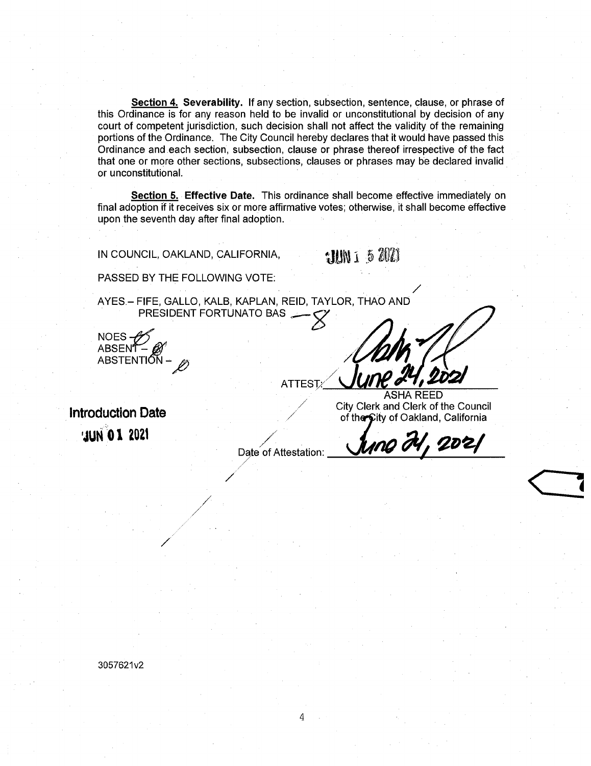**Section 4. Severability.** If any section, subsection, sentence, clause, or phrase of this Ordinance is for any reason held to be invalid or unconstitutional by decision of any court of competent jurisdiction, such decision shall not affect the validity of the remaining portions of the Ordinance. The City Council hereby declares that it would have passed this Ordinance and each section, subsection, clause or phrase thereof irrespective of the fact that one or more other sections, subsections, clauses or phrases may be declared invalid or unconstitutional.

**Section 5. Effective Date.** This ordinance shall become effective immediately on final adoption if it receives six or more affirmative votes; otherwise, it shall become effective upon the seventh day after final adoption.

IN COUNCIL, OAKLAND, CALIFORNIA, JUN 15 2021

PASSED BY THE FOLLOWING VOTE:

AYES – FIFE, GALLO, KALB, KAPLAN, REID, TAYLOR, THAO AND PRESIDENT FORTUNATO BAS – 8

NOES – 0
ABSENT – 0
ABSTENTION – 0

ATTEST: June 24, 2021

ASHA REED
City Clerk and Clerk of the Council
of the City of Oakland, California

Date of Attestation: June 24, 2021

**Introduction Date**

**JUN 01 2021**

3057621v2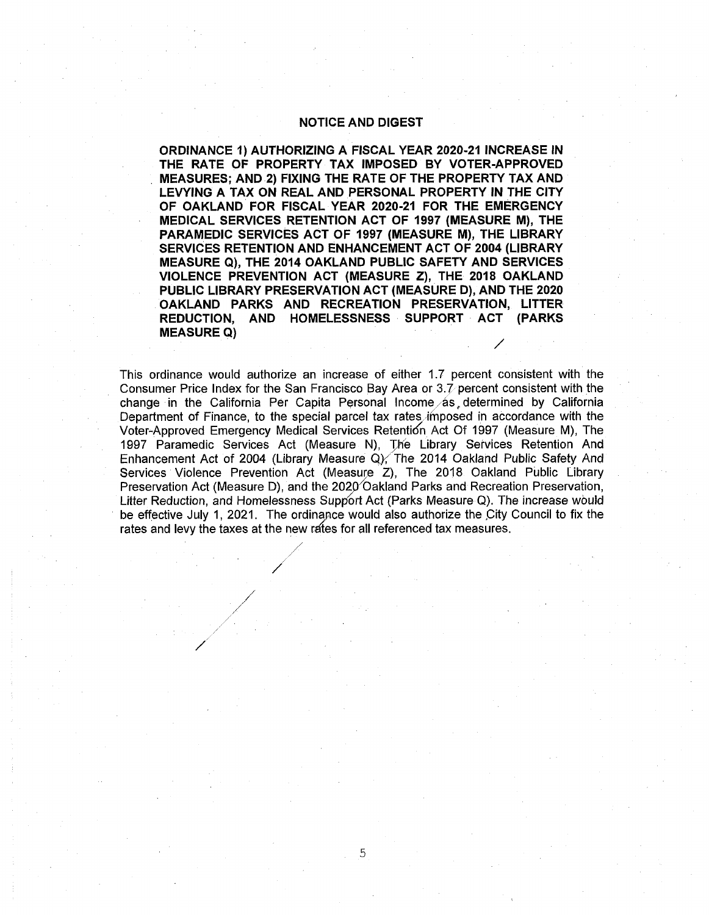## NOTICE AND DIGEST

**ORDINANCE 1) AUTHORIZING A FISCAL YEAR 2020-21 INCREASE IN THE RATE OF PROPERTY TAX IMPOSED BY VOTER-APPROVED MEASURES; AND 2) FIXING THE RATE OF THE PROPERTY TAX AND LEVYING A TAX ON REAL AND PERSONAL PROPERTY IN THE CITY OF OAKLAND FOR FISCAL YEAR 2020-21 FOR THE EMERGENCY MEDICAL SERVICES RETENTION ACT OF 1997 (MEASURE M), THE PARAMEDIC SERVICES ACT OF 1997 (MEASURE M), THE LIBRARY SERVICES RETENTION AND ENHANCEMENT ACT OF 2004 (LIBRARY MEASURE Q), THE 2014 OAKLAND PUBLIC SAFETY AND SERVICES VIOLENCE PREVENTION ACT (MEASURE Z), THE 2018 OAKLAND PUBLIC LIBRARY PRESERVATION ACT (MEASURE D), AND THE 2020 OAKLAND PARKS AND RECREATION PRESERVATION, LITTER REDUCTION, AND HOMELESSNESS SUPPORT ACT (PARKS MEASURE Q)**

This ordinance would authorize an increase of either 1.7 percent consistent with the Consumer Price Index for the San Francisco Bay Area or 3.7 percent consistent with the change in the California Per Capita Personal Income as determined by California Department of Finance, to the special parcel tax rates imposed in accordance with the Voter-Approved Emergency Medical Services Retention Act Of 1997 (Measure M), The 1997 Paramedic Services Act (Measure N), The Library Services Retention And Enhancement Act of 2004 (Library Measure Q), The 2014 Oakland Public Safety And Services Violence Prevention Act (Measure Z), The 2018 Oakland Public Library Preservation Act (Measure D), and the 2020 Oakland Parks and Recreation Preservation, Litter Reduction, and Homelessness Support Act (Parks Measure Q). The increase would be effective July 1, 2021. The ordinance would also authorize the City Council to fix the rates and levy the taxes at the new rates for all referenced tax measures.